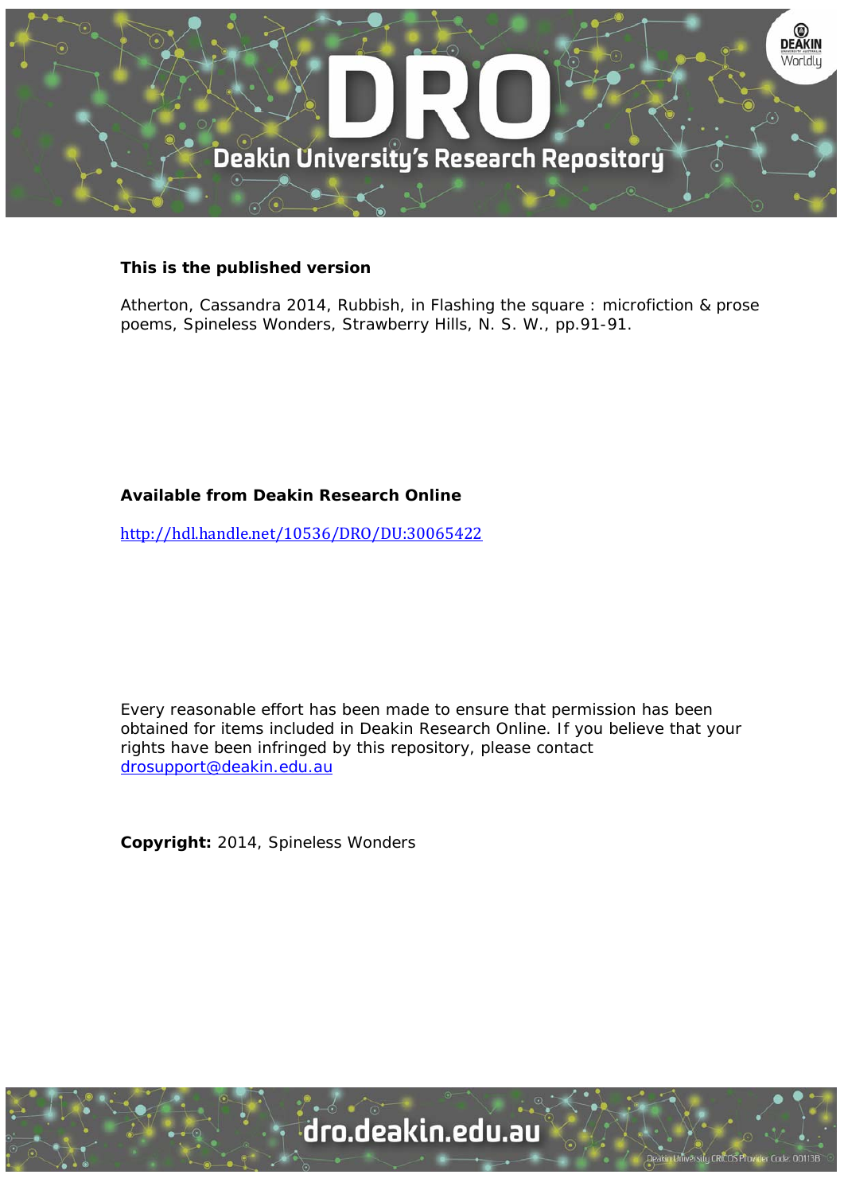**This is the published version**

Atherton, Cassandra 2014, Rubbish, in Flashing the square : microfiction & prose poems, Spineless Wonders, Strawberry Hills, N. S. W., pp.91-91.

**Available from Deakin Research Online**

http://hdl.handle.net/10536/DRO/DU:30065422

Every reasonable effort has been made to ensure that permission has been obtained for items included in Deakin Research Online. If you believe that your rights have been infringed by this repository, please contact drosupport@deakin.edu.au

**Copyright:** 2014, Spineless Wonders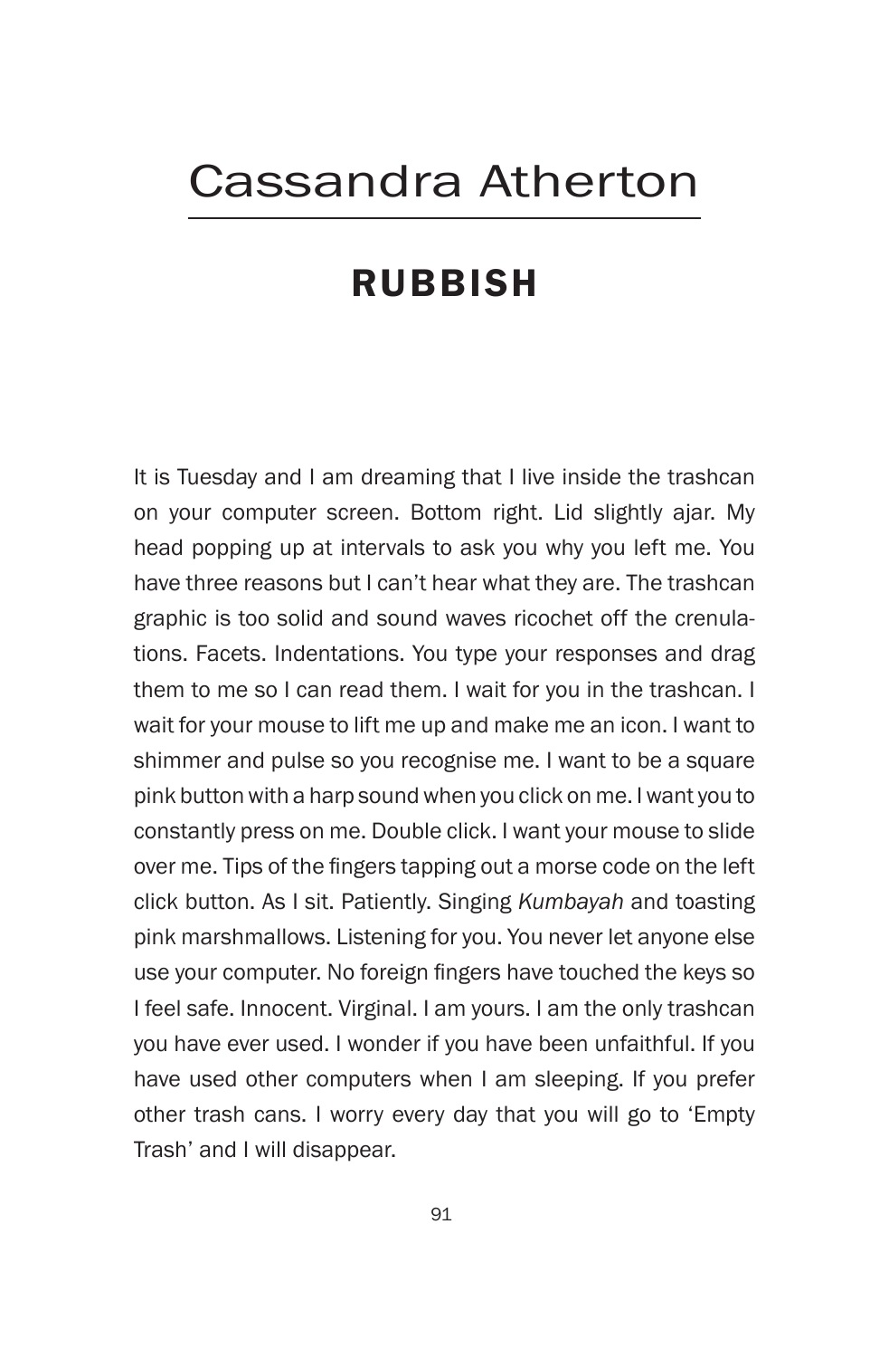# Cassandra Atherton

## RUBBISH

It is Tuesday and I am dreaming that I live inside the trashcan on your computer screen. Bottom right. Lid slightly ajar. My head popping up at intervals to ask you why you left me. You have three reasons but I can't hear what they are. The trashcan graphic is too solid and sound waves ricochet off the crenulations. Facets. Indentations. You type your responses and drag them to me so I can read them. I wait for you in the trashcan. I wait for your mouse to lift me up and make me an icon. I want to shimmer and pulse so you recognise me. I want to be a square pink button with a harp sound when you click on me. I want you to constantly press on me. Double click. I want your mouse to slide over me. Tips of the fingers tapping out a morse code on the left click button. As I sit. Patiently. Singing *Kumbayah* and toasting pink marshmallows. Listening for you. You never let anyone else use your computer. No foreign fingers have touched the keys so I feel safe. Innocent. Virginal. I am yours. I am the only trashcan you have ever used. I wonder if you have been unfaithful. If you have used other computers when I am sleeping. If you prefer other trash cans. I worry every day that you will go to 'Empty Trash' and I will disappear.